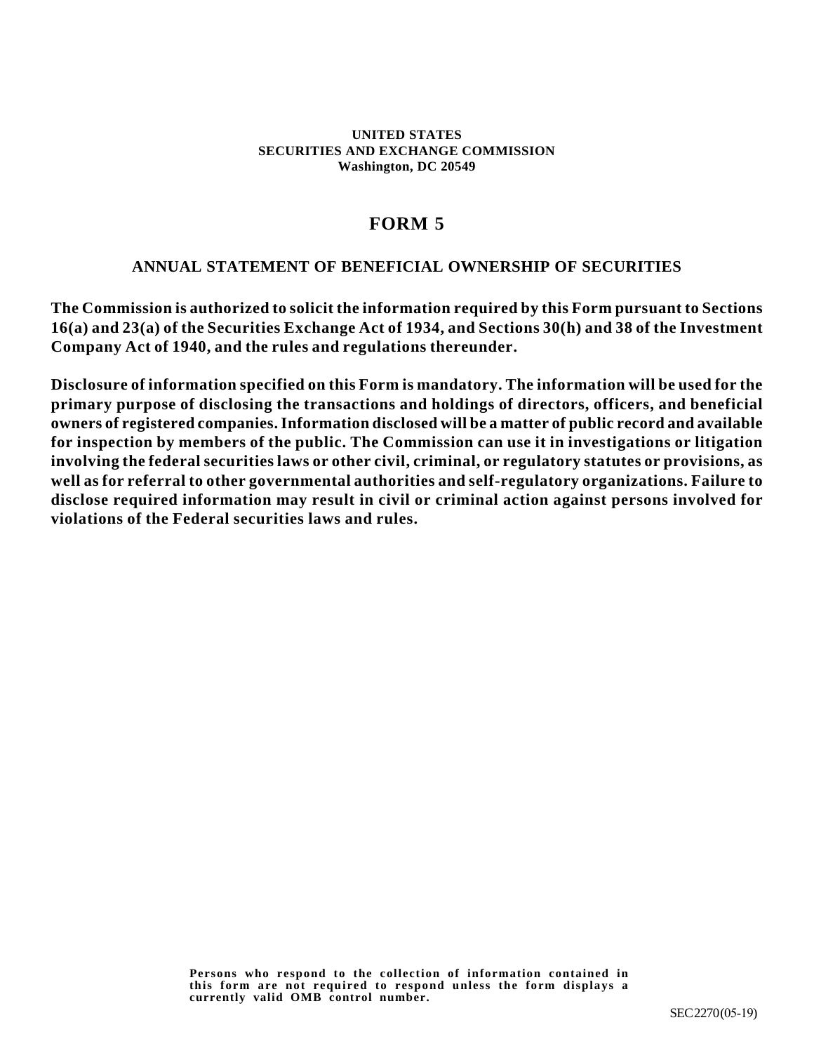**UNITED STATES**
**SECURITIES AND EXCHANGE COMMISSION**
**Washington, DC 20549**

# FORM 5

## ANNUAL STATEMENT OF BENEFICIAL OWNERSHIP OF SECURITIES

**The Commission is authorized to solicit the information required by this Form pursuant to Sections 16(a) and 23(a) of the Securities Exchange Act of 1934, and Sections 30(h) and 38 of the Investment Company Act of 1940, and the rules and regulations thereunder.**

**Disclosure of information specified on this Form is mandatory. The information will be used for the primary purpose of disclosing the transactions and holdings of directors, officers, and beneficial owners of registered companies. Information disclosed will be a matter of public record and available for inspection by members of the public. The Commission can use it in investigations or litigation involving the federal securities laws or other civil, criminal, or regulatory statutes or provisions, as well as for referral to other governmental authorities and self-regulatory organizations. Failure to disclose required information may result in civil or criminal action against persons involved for violations of the Federal securities laws and rules.**

**Persons who respond to the collection of information contained in this form are not required to respond unless the form displays a currently valid OMB control number.**

SEC 2270 (05-19)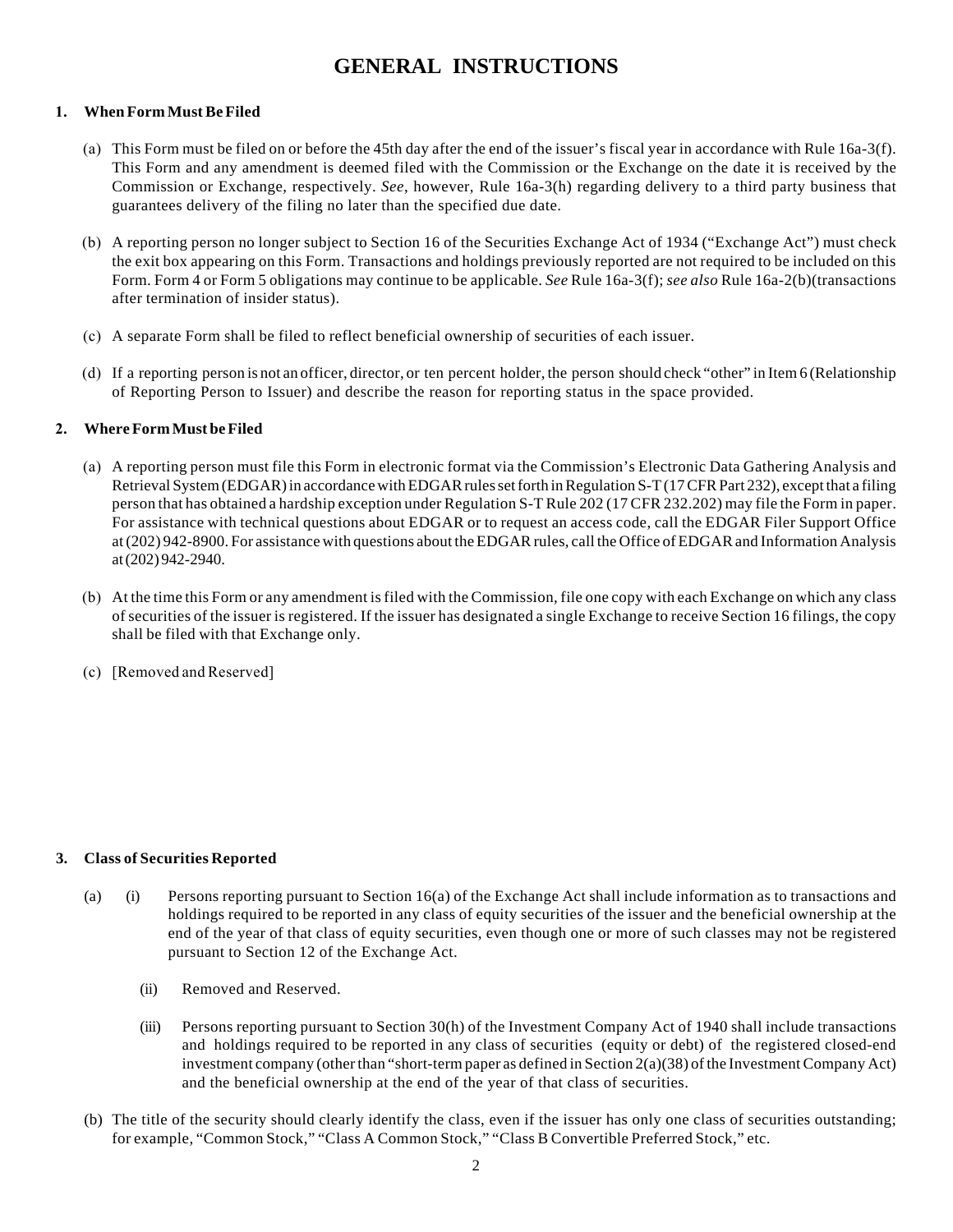# GENERAL INSTRUCTIONS

**1. When Form Must Be Filed**

(a) This Form must be filed on or before the 45th day after the end of the issuer's fiscal year in accordance with Rule 16a-3(f). This Form and any amendment is deemed filed with the Commission or the Exchange on the date it is received by the Commission or Exchange, respectively. *See*, however, Rule 16a-3(h) regarding delivery to a third party business that guarantees delivery of the filing no later than the specified due date.

(b) A reporting person no longer subject to Section 16 of the Securities Exchange Act of 1934 ("Exchange Act") must check the exit box appearing on this Form. Transactions and holdings previously reported are not required to be included on this Form. Form 4 or Form 5 obligations may continue to be applicable. *See* Rule 16a-3(f); *see also* Rule 16a-2(b)(transactions after termination of insider status).

(c) A separate Form shall be filed to reflect beneficial ownership of securities of each issuer.

(d) If a reporting person is not an officer, director, or ten percent holder, the person should check "other" in Item 6 (Relationship of Reporting Person to Issuer) and describe the reason for reporting status in the space provided.

**2. Where Form Must be Filed**

(a) A reporting person must file this Form in electronic format via the Commission's Electronic Data Gathering Analysis and Retrieval System (EDGAR) in accordance with EDGAR rules set forth in Regulation S-T (17 CFR Part 232), except that a filing person that has obtained a hardship exception under Regulation S-T Rule 202 (17 CFR 232.202) may file the Form in paper. For assistance with technical questions about EDGAR or to request an access code, call the EDGAR Filer Support Office at (202) 942-8900. For assistance with questions about the EDGAR rules, call the Office of EDGAR and Information Analysis at (202) 942-2940.

(b) At the time this Form or any amendment is filed with the Commission, file one copy with each Exchange on which any class of securities of the issuer is registered. If the issuer has designated a single Exchange to receive Section 16 filings, the copy shall be filed with that Exchange only.

(c) [Removed and Reserved]

**3. Class of Securities Reported**

(a) (i) Persons reporting pursuant to Section 16(a) of the Exchange Act shall include information as to transactions and holdings required to be reported in any class of equity securities of the issuer and the beneficial ownership at the end of the year of that class of equity securities, even though one or more of such classes may not be registered pursuant to Section 12 of the Exchange Act.

(ii) Removed and Reserved.

(iii) Persons reporting pursuant to Section 30(h) of the Investment Company Act of 1940 shall include transactions and holdings required to be reported in any class of securities (equity or debt) of the registered closed-end investment company (other than "short-term paper as defined in Section 2(a)(38) of the Investment Company Act) and the beneficial ownership at the end of the year of that class of securities.

(b) The title of the security should clearly identify the class, even if the issuer has only one class of securities outstanding; for example, "Common Stock," "Class A Common Stock," "Class B Convertible Preferred Stock," etc.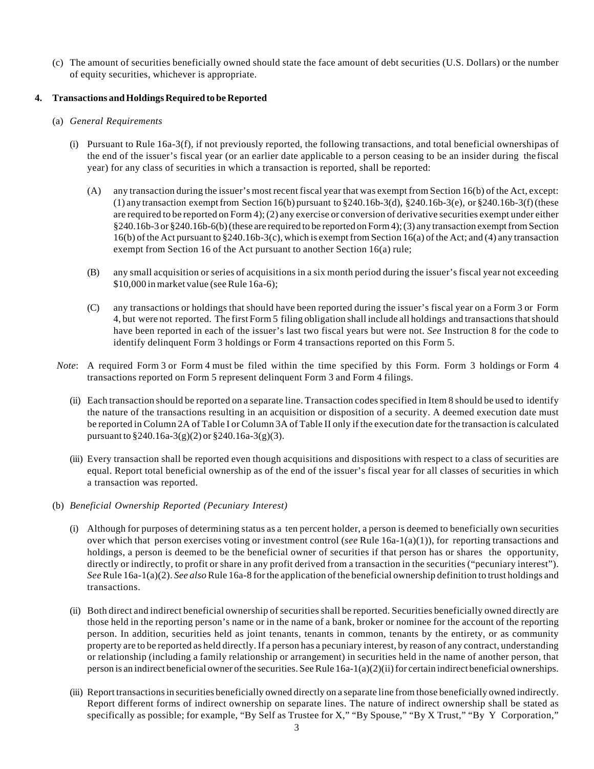(c) The amount of securities beneficially owned should state the face amount of debt securities (U.S. Dollars) or the number of equity securities, whichever is appropriate.

**4. Transactions and Holdings Required to be Reported**

(a) *General Requirements*

(i) Pursuant to Rule 16a-3(f), if not previously reported, the following transactions, and total beneficial ownershipas of the end of the issuer's fiscal year (or an earlier date applicable to a person ceasing to be an insider during the fiscal year) for any class of securities in which a transaction is reported, shall be reported:

(A) any transaction during the issuer's most recent fiscal year that was exempt from Section 16(b) of the Act, except: (1) any transaction exempt from Section 16(b) pursuant to §240.16b-3(d), §240.16b-3(e), or §240.16b-3(f) (these are required to be reported on Form 4); (2) any exercise or conversion of derivative securities exempt under either §240.16b-3 or §240.16b-6(b) (these are required to be reported on Form 4); (3) any transaction exempt from Section 16(b) of the Act pursuant to §240.16b-3(c), which is exempt from Section 16(a) of the Act; and (4) any transaction exempt from Section 16 of the Act pursuant to another Section 16(a) rule;

(B) any small acquisition or series of acquisitions in a six month period during the issuer's fiscal year not exceeding $10,000 in market value (see Rule 16a-6);

(C) any transactions or holdings that should have been reported during the issuer's fiscal year on a Form 3 or Form 4, but were not reported. The first Form 5 filing obligation shall include all holdings and transactions that should have been reported in each of the issuer's last two fiscal years but were not. *See* Instruction 8 for the code to identify delinquent Form 3 holdings or Form 4 transactions reported on this Form 5.

*Note*: A required Form 3 or Form 4 must be filed within the time specified by this Form. Form 3 holdings or Form 4 transactions reported on Form 5 represent delinquent Form 3 and Form 4 filings.

(ii) Each transaction should be reported on a separate line. Transaction codes specified in Item 8 should be used to identify the nature of the transactions resulting in an acquisition or disposition of a security. A deemed execution date must be reported in Column 2A of Table I or Column 3A of Table II only if the execution date for the transaction is calculated pursuant to §240.16a-3(g)(2) or §240.16a-3(g)(3).

(iii) Every transaction shall be reported even though acquisitions and dispositions with respect to a class of securities are equal. Report total beneficial ownership as of the end of the issuer's fiscal year for all classes of securities in which a transaction was reported.

(b) *Beneficial Ownership Reported (Pecuniary Interest)*

(i) Although for purposes of determining status as a ten percent holder, a person is deemed to beneficially own securities over which that person exercises voting or investment control (*see* Rule 16a-1(a)(1)), for reporting transactions and holdings, a person is deemed to be the beneficial owner of securities if that person has or shares the opportunity, directly or indirectly, to profit or share in any profit derived from a transaction in the securities ("pecuniary interest"). *See* Rule 16a-1(a)(2). *See also* Rule 16a-8 for the application of the beneficial ownership definition to trust holdings and transactions.

(ii) Both direct and indirect beneficial ownership of securities shall be reported. Securities beneficially owned directly are those held in the reporting person's name or in the name of a bank, broker or nominee for the account of the reporting person. In addition, securities held as joint tenants, tenants in common, tenants by the entirety, or as community property are to be reported as held directly. If a person has a pecuniary interest, by reason of any contract, understanding or relationship (including a family relationship or arrangement) in securities held in the name of another person, that person is an indirect beneficial owner of the securities. See Rule 16a-1(a)(2)(ii) for certain indirect beneficial ownerships.

(iii) Report transactions in securities beneficially owned directly on a separate line from those beneficially owned indirectly. Report different forms of indirect ownership on separate lines. The nature of indirect ownership shall be stated as specifically as possible; for example, "By Self as Trustee for X," "By Spouse," "By X Trust," "By Y Corporation,"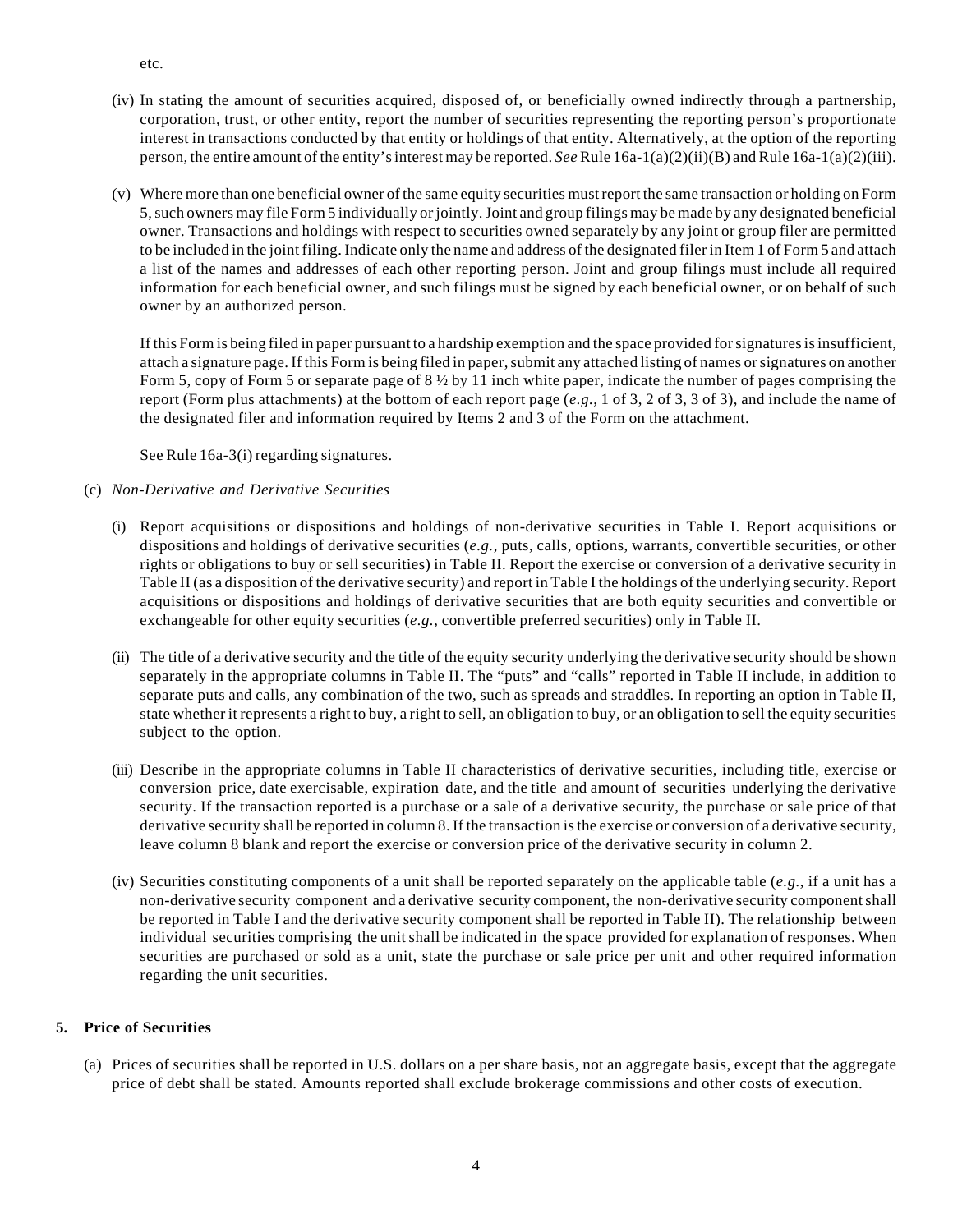etc.

(iv) In stating the amount of securities acquired, disposed of, or beneficially owned indirectly through a partnership, corporation, trust, or other entity, report the number of securities representing the reporting person's proportionate interest in transactions conducted by that entity or holdings of that entity. Alternatively, at the option of the reporting person, the entire amount of the entity's interest may be reported. *See* Rule 16a-1(a)(2)(ii)(B) and Rule 16a-1(a)(2)(iii).

(v) Where more than one beneficial owner of the same equity securities must report the same transaction or holding on Form 5, such owners may file Form 5 individually or jointly. Joint and group filings may be made by any designated beneficial owner. Transactions and holdings with respect to securities owned separately by any joint or group filer are permitted to be included in the joint filing. Indicate only the name and address of the designated filer in Item 1 of Form 5 and attach a list of the names and addresses of each other reporting person. Joint and group filings must include all required information for each beneficial owner, and such filings must be signed by each beneficial owner, or on behalf of such owner by an authorized person.

If this Form is being filed in paper pursuant to a hardship exemption and the space provided for signatures is insufficient, attach a signature page. If this Form is being filed in paper, submit any attached listing of names or signatures on another Form 5, copy of Form 5 or separate page of 8 ½ by 11 inch white paper, indicate the number of pages comprising the report (Form plus attachments) at the bottom of each report page (*e.g.*, 1 of 3, 2 of 3, 3 of 3), and include the name of the designated filer and information required by Items 2 and 3 of the Form on the attachment.

See Rule 16a-3(i) regarding signatures.

(c) *Non-Derivative and Derivative Securities*

(i) Report acquisitions or dispositions and holdings of non-derivative securities in Table I. Report acquisitions or dispositions and holdings of derivative securities (*e.g.*, puts, calls, options, warrants, convertible securities, or other rights or obligations to buy or sell securities) in Table II. Report the exercise or conversion of a derivative security in Table II (as a disposition of the derivative security) and report in Table I the holdings of the underlying security. Report acquisitions or dispositions and holdings of derivative securities that are both equity securities and convertible or exchangeable for other equity securities (*e.g.*, convertible preferred securities) only in Table II.

(ii) The title of a derivative security and the title of the equity security underlying the derivative security should be shown separately in the appropriate columns in Table II. The "puts" and "calls" reported in Table II include, in addition to separate puts and calls, any combination of the two, such as spreads and straddles. In reporting an option in Table II, state whether it represents a right to buy, a right to sell, an obligation to buy, or an obligation to sell the equity securities subject to the option.

(iii) Describe in the appropriate columns in Table II characteristics of derivative securities, including title, exercise or conversion price, date exercisable, expiration date, and the title and amount of securities underlying the derivative security. If the transaction reported is a purchase or a sale of a derivative security, the purchase or sale price of that derivative security shall be reported in column 8. If the transaction is the exercise or conversion of a derivative security, leave column 8 blank and report the exercise or conversion price of the derivative security in column 2.

(iv) Securities constituting components of a unit shall be reported separately on the applicable table (*e.g.*, if a unit has a non-derivative security component and a derivative security component, the non-derivative security component shall be reported in Table I and the derivative security component shall be reported in Table II). The relationship between individual securities comprising the unit shall be indicated in the space provided for explanation of responses. When securities are purchased or sold as a unit, state the purchase or sale price per unit and other required information regarding the unit securities.

**5. Price of Securities**

(a) Prices of securities shall be reported in U.S. dollars on a per share basis, not an aggregate basis, except that the aggregate price of debt shall be stated. Amounts reported shall exclude brokerage commissions and other costs of execution.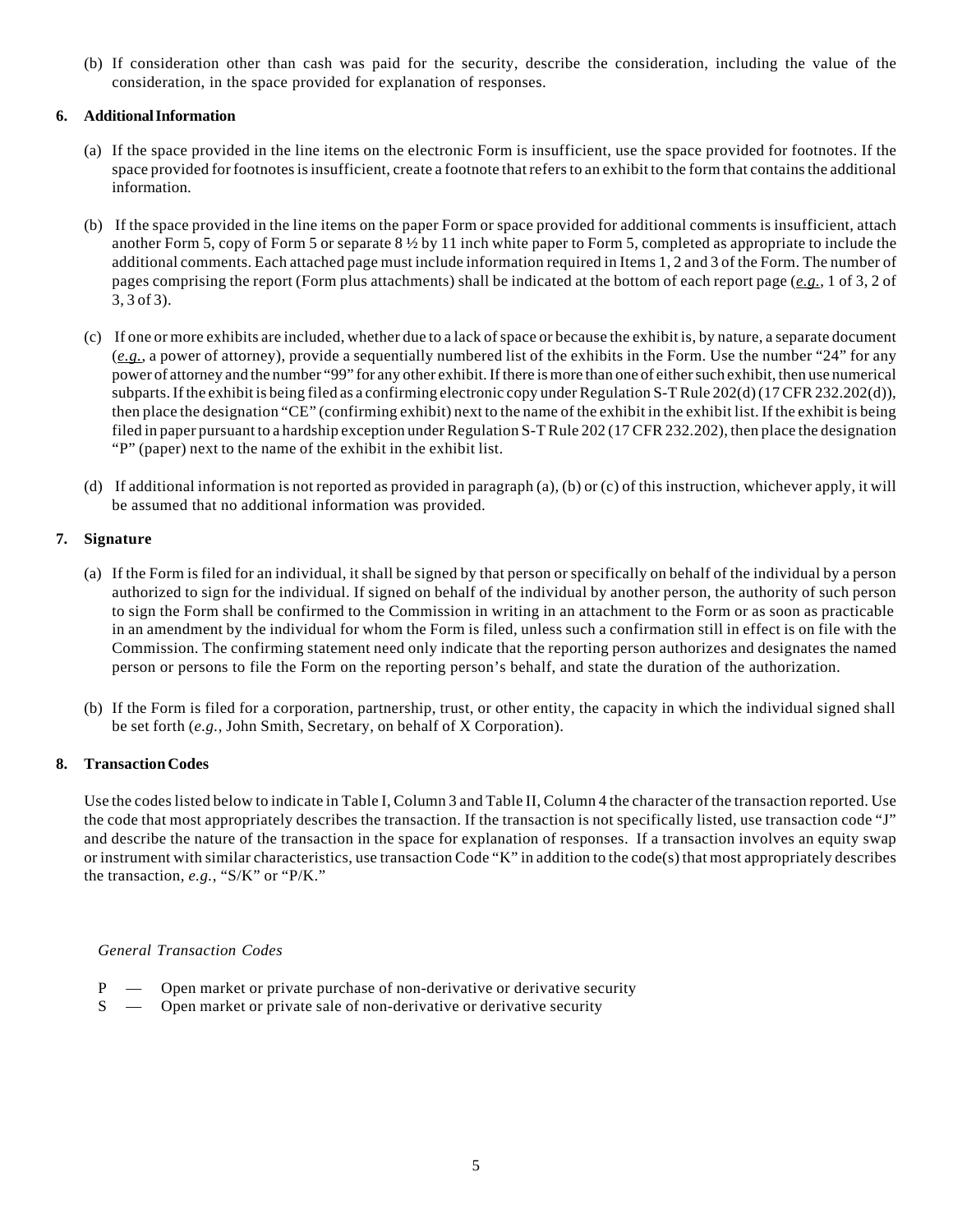(b) If consideration other than cash was paid for the security, describe the consideration, including the value of the consideration, in the space provided for explanation of responses.

**6. Additional Information**

(a) If the space provided in the line items on the electronic Form is insufficient, use the space provided for footnotes. If the space provided for footnotes is insufficient, create a footnote that refers to an exhibit to the form that contains the additional information.

(b) If the space provided in the line items on the paper Form or space provided for additional comments is insufficient, attach another Form 5, copy of Form 5 or separate 8 ½ by 11 inch white paper to Form 5, completed as appropriate to include the additional comments. Each attached page must include information required in Items 1, 2 and 3 of the Form. The number of pages comprising the report (Form plus attachments) shall be indicated at the bottom of each report page (*e.g.*, 1 of 3, 2 of 3, 3 of 3).

(c) If one or more exhibits are included, whether due to a lack of space or because the exhibit is, by nature, a separate document (*e.g.*, a power of attorney), provide a sequentially numbered list of the exhibits in the Form. Use the number "24" for any power of attorney and the number "99" for any other exhibit. If there is more than one of either such exhibit, then use numerical subparts. If the exhibit is being filed as a confirming electronic copy under Regulation S-T Rule 202(d) (17 CFR 232.202(d)), then place the designation "CE" (confirming exhibit) next to the name of the exhibit in the exhibit list. If the exhibit is being filed in paper pursuant to a hardship exception under Regulation S-T Rule 202 (17 CFR 232.202), then place the designation "P" (paper) next to the name of the exhibit in the exhibit list.

(d) If additional information is not reported as provided in paragraph (a), (b) or (c) of this instruction, whichever apply, it will be assumed that no additional information was provided.

**7. Signature**

(a) If the Form is filed for an individual, it shall be signed by that person or specifically on behalf of the individual by a person authorized to sign for the individual. If signed on behalf of the individual by another person, the authority of such person to sign the Form shall be confirmed to the Commission in writing in an attachment to the Form or as soon as practicable in an amendment by the individual for whom the Form is filed, unless such a confirmation still in effect is on file with the Commission. The confirming statement need only indicate that the reporting person authorizes and designates the named person or persons to file the Form on the reporting person's behalf, and state the duration of the authorization.

(b) If the Form is filed for a corporation, partnership, trust, or other entity, the capacity in which the individual signed shall be set forth (*e.g.*, John Smith, Secretary, on behalf of X Corporation).

**8. Transaction Codes**

Use the codes listed below to indicate in Table I, Column 3 and Table II, Column 4 the character of the transaction reported. Use the code that most appropriately describes the transaction. If the transaction is not specifically listed, use transaction code "J" and describe the nature of the transaction in the space for explanation of responses. If a transaction involves an equity swap or instrument with similar characteristics, use transaction Code "K" in addition to the code(s) that most appropriately describes the transaction, *e.g.*, "S/K" or "P/K."

*General Transaction Codes*

P — Open market or private purchase of non-derivative or derivative security
S — Open market or private sale of non-derivative or derivative security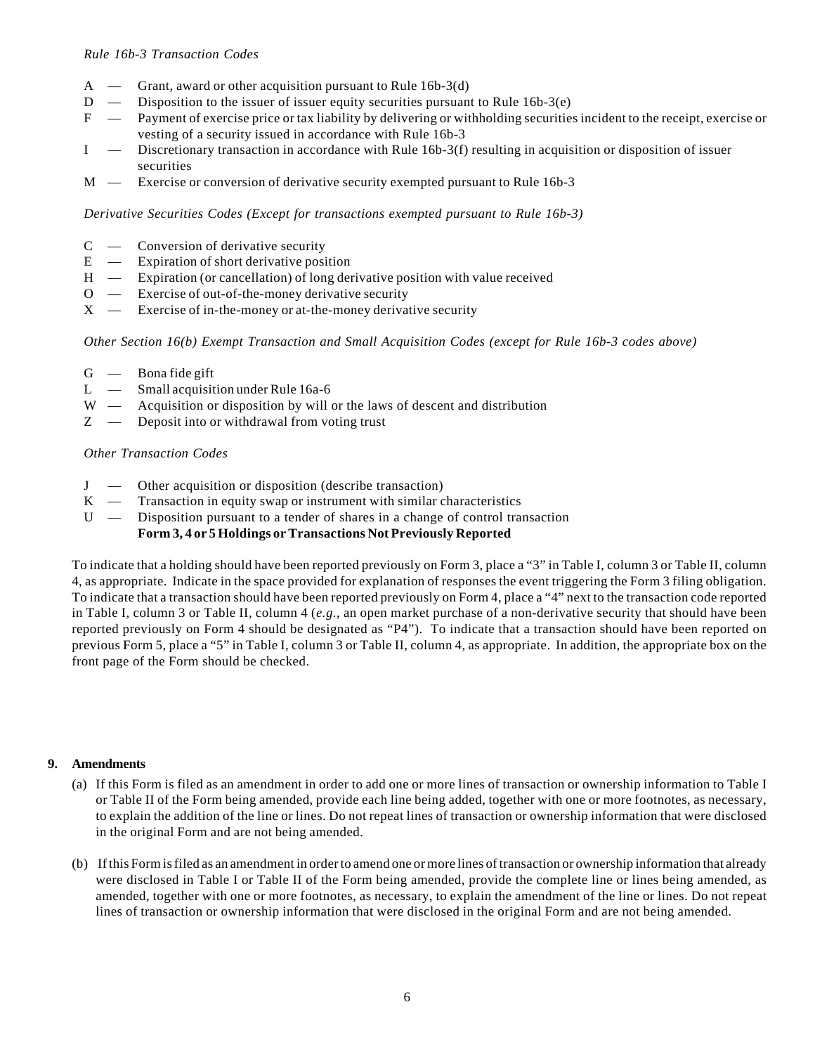*Rule 16b-3 Transaction Codes*

- A — Grant, award or other acquisition pursuant to Rule 16b-3(d)
- D — Disposition to the issuer of issuer equity securities pursuant to Rule 16b-3(e)
- F — Payment of exercise price or tax liability by delivering or withholding securities incident to the receipt, exercise or vesting of a security issued in accordance with Rule 16b-3
- I — Discretionary transaction in accordance with Rule 16b-3(f) resulting in acquisition or disposition of issuer securities
- M — Exercise or conversion of derivative security exempted pursuant to Rule 16b-3

*Derivative Securities Codes (Except for transactions exempted pursuant to Rule 16b-3)*

- C — Conversion of derivative security
- E — Expiration of short derivative position
- H — Expiration (or cancellation) of long derivative position with value received
- O — Exercise of out-of-the-money derivative security
- X — Exercise of in-the-money or at-the-money derivative security

*Other Section 16(b) Exempt Transaction and Small Acquisition Codes (except for Rule 16b-3 codes above)*

- G — Bona fide gift
- L — Small acquisition under Rule 16a-6
- W — Acquisition or disposition by will or the laws of descent and distribution
- Z — Deposit into or withdrawal from voting trust

*Other Transaction Codes*

- J — Other acquisition or disposition (describe transaction)
- K — Transaction in equity swap or instrument with similar characteristics
- U — Disposition pursuant to a tender of shares in a change of control transaction

**Form 3, 4 or 5 Holdings or Transactions Not Previously Reported**

To indicate that a holding should have been reported previously on Form 3, place a "3" in Table I, column 3 or Table II, column 4, as appropriate. Indicate in the space provided for explanation of responses the event triggering the Form 3 filing obligation. To indicate that a transaction should have been reported previously on Form 4, place a "4" next to the transaction code reported in Table I, column 3 or Table II, column 4 (*e.g.*, an open market purchase of a non-derivative security that should have been reported previously on Form 4 should be designated as "P4"). To indicate that a transaction should have been reported on previous Form 5, place a "5" in Table I, column 3 or Table II, column 4, as appropriate. In addition, the appropriate box on the front page of the Form should be checked.

## 9. Amendments

(a) If this Form is filed as an amendment in order to add one or more lines of transaction or ownership information to Table I or Table II of the Form being amended, provide each line being added, together with one or more footnotes, as necessary, to explain the addition of the line or lines. Do not repeat lines of transaction or ownership information that were disclosed in the original Form and are not being amended.

(b) If this Form is filed as an amendment in order to amend one or more lines of transaction or ownership information that already were disclosed in Table I or Table II of the Form being amended, provide the complete line or lines being amended, as amended, together with one or more footnotes, as necessary, to explain the amendment of the line or lines. Do not repeat lines of transaction or ownership information that were disclosed in the original Form and are not being amended.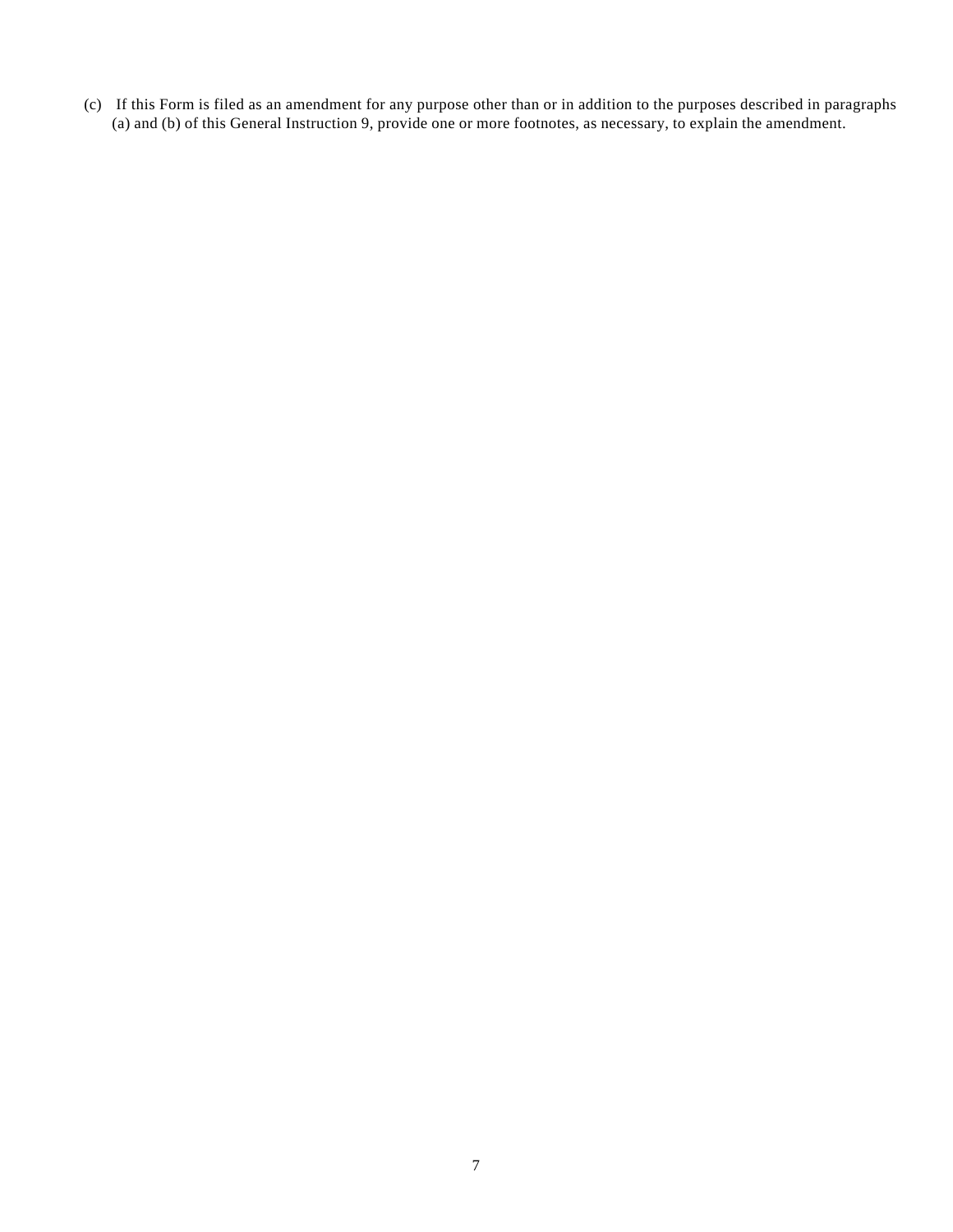(c) If this Form is filed as an amendment for any purpose other than or in addition to the purposes described in paragraphs (a) and (b) of this General Instruction 9, provide one or more footnotes, as necessary, to explain the amendment.